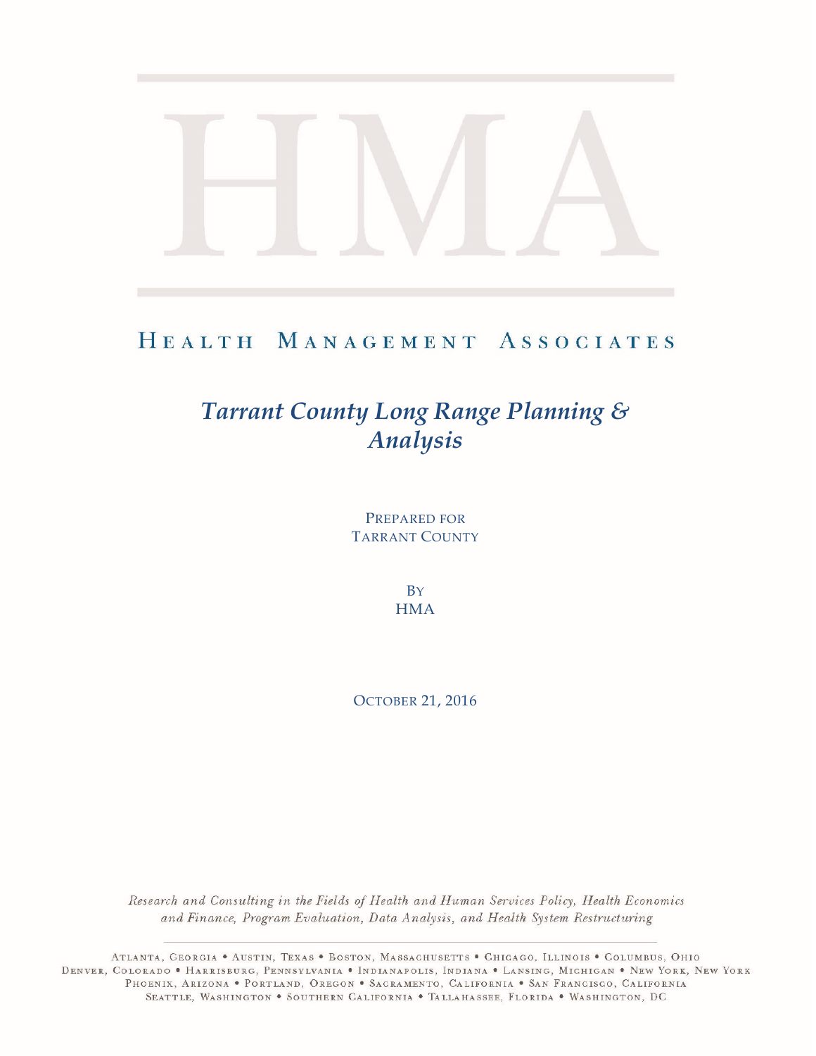HMA

HEALTH MANAGEMENT ASSOCIATES

# *Tarrant County Long Range Planning & Analysis*

PREPARED FOR
TARRANT COUNTY

BY
HMA

OCTOBER 21, 2016

*Research and Consulting in the Fields of Health and Human Services Policy, Health Economics and Finance, Program Evaluation, Data Analysis, and Health System Restructuring*

ATLANTA, GEORGIA • AUSTIN, TEXAS • BOSTON, MASSACHUSETTS • CHICAGO, ILLINOIS • COLUMBUS, OHIO
DENVER, COLORADO • HARRISBURG, PENNSYLVANIA • INDIANAPOLIS, INDIANA • LANSING, MICHIGAN • NEW YORK, NEW YORK
PHOENIX, ARIZONA • PORTLAND, OREGON • SACRAMENTO, CALIFORNIA • SAN FRANCISCO, CALIFORNIA
SEATTLE, WASHINGTON • SOUTHERN CALIFORNIA • TALLAHASSEE, FLORIDA • WASHINGTON, DC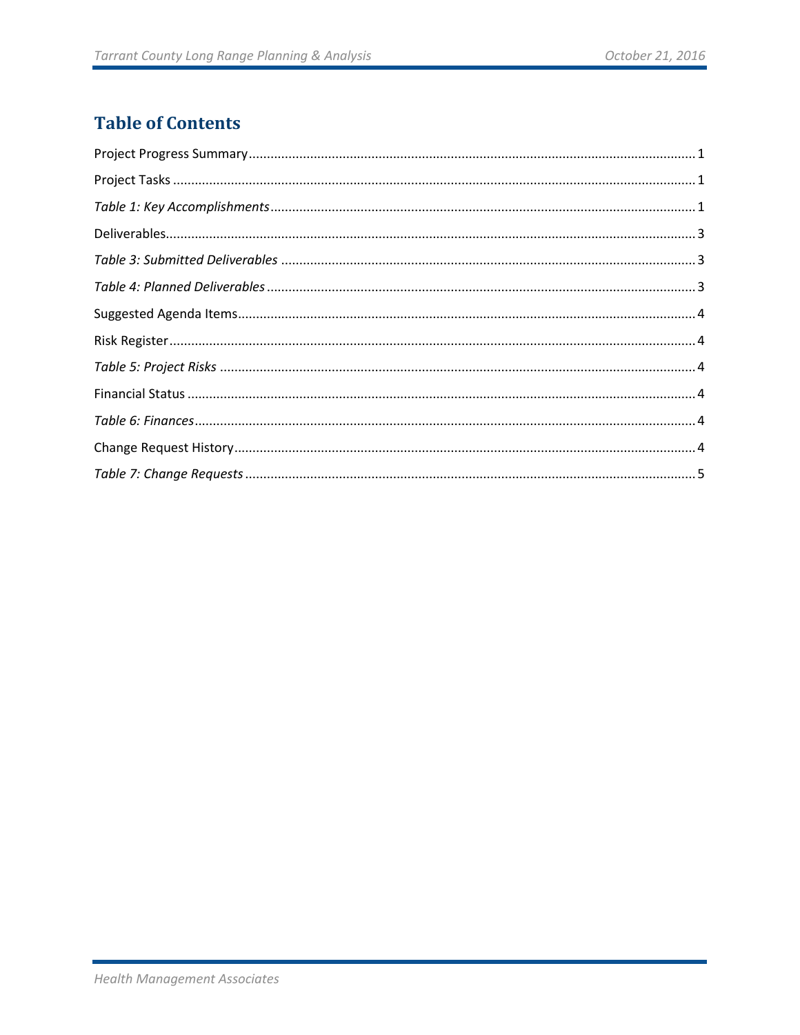# Table of Contents

Project Progress Summary.......................................................................................................1

Project Tasks ..........................................................................................................................1

*Table 1: Key Accomplishments*...............................................................................................1

Deliverables.............................................................................................................................3

*Table 3: Submitted Deliverables* ............................................................................................3

*Table 4: Planned Deliverables* ................................................................................................3

Suggested Agenda Items..........................................................................................................4

Risk Register............................................................................................................................4

*Table 5: Project Risks* .............................................................................................................4

Financial Status .......................................................................................................................4

*Table 6: Finances*....................................................................................................................4

Change Request History...........................................................................................................4

*Table 7: Change Requests* ......................................................................................................5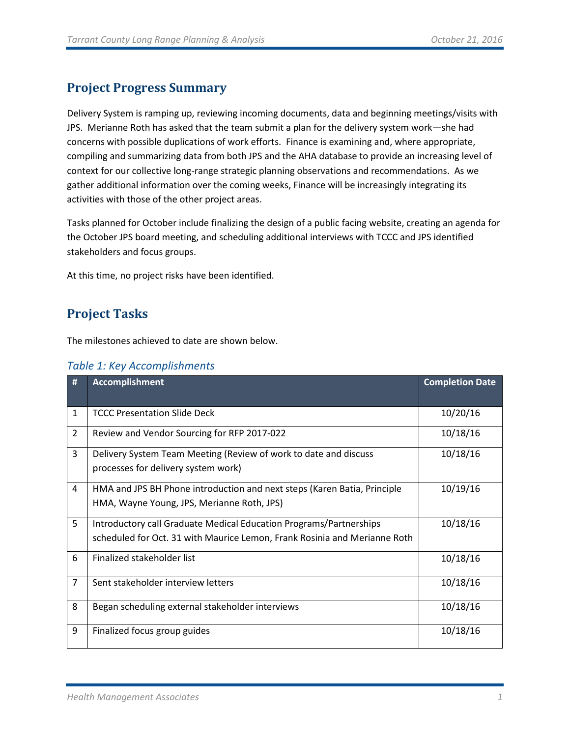## Project Progress Summary

Delivery System is ramping up, reviewing incoming documents, data and beginning meetings/visits with JPS. Merianne Roth has asked that the team submit a plan for the delivery system work—she had concerns with possible duplications of work efforts. Finance is examining and, where appropriate, compiling and summarizing data from both JPS and the AHA database to provide an increasing level of context for our collective long-range strategic planning observations and recommendations. As we gather additional information over the coming weeks, Finance will be increasingly integrating its activities with those of the other project areas.

Tasks planned for October include finalizing the design of a public facing website, creating an agenda for the October JPS board meeting, and scheduling additional interviews with TCCC and JPS identified stakeholders and focus groups.

At this time, no project risks have been identified.

## Project Tasks

The milestones achieved to date are shown below.

*Table 1: Key Accomplishments*

| # | Accomplishment | Completion Date |
|---|---|---|
| 1 | TCCC Presentation Slide Deck | 10/20/16 |
| 2 | Review and Vendor Sourcing for RFP 2017-022 | 10/18/16 |
| 3 | Delivery System Team Meeting (Review of work to date and discuss processes for delivery system work) | 10/18/16 |
| 4 | HMA and JPS BH Phone introduction and next steps (Karen Batia, Principle HMA, Wayne Young, JPS, Merianne Roth, JPS) | 10/19/16 |
| 5 | Introductory call Graduate Medical Education Programs/Partnerships scheduled for Oct. 31 with Maurice Lemon, Frank Rosinia and Merianne Roth | 10/18/16 |
| 6 | Finalized stakeholder list | 10/18/16 |
| 7 | Sent stakeholder interview letters | 10/18/16 |
| 8 | Began scheduling external stakeholder interviews | 10/18/16 |
| 9 | Finalized focus group guides | 10/18/16 |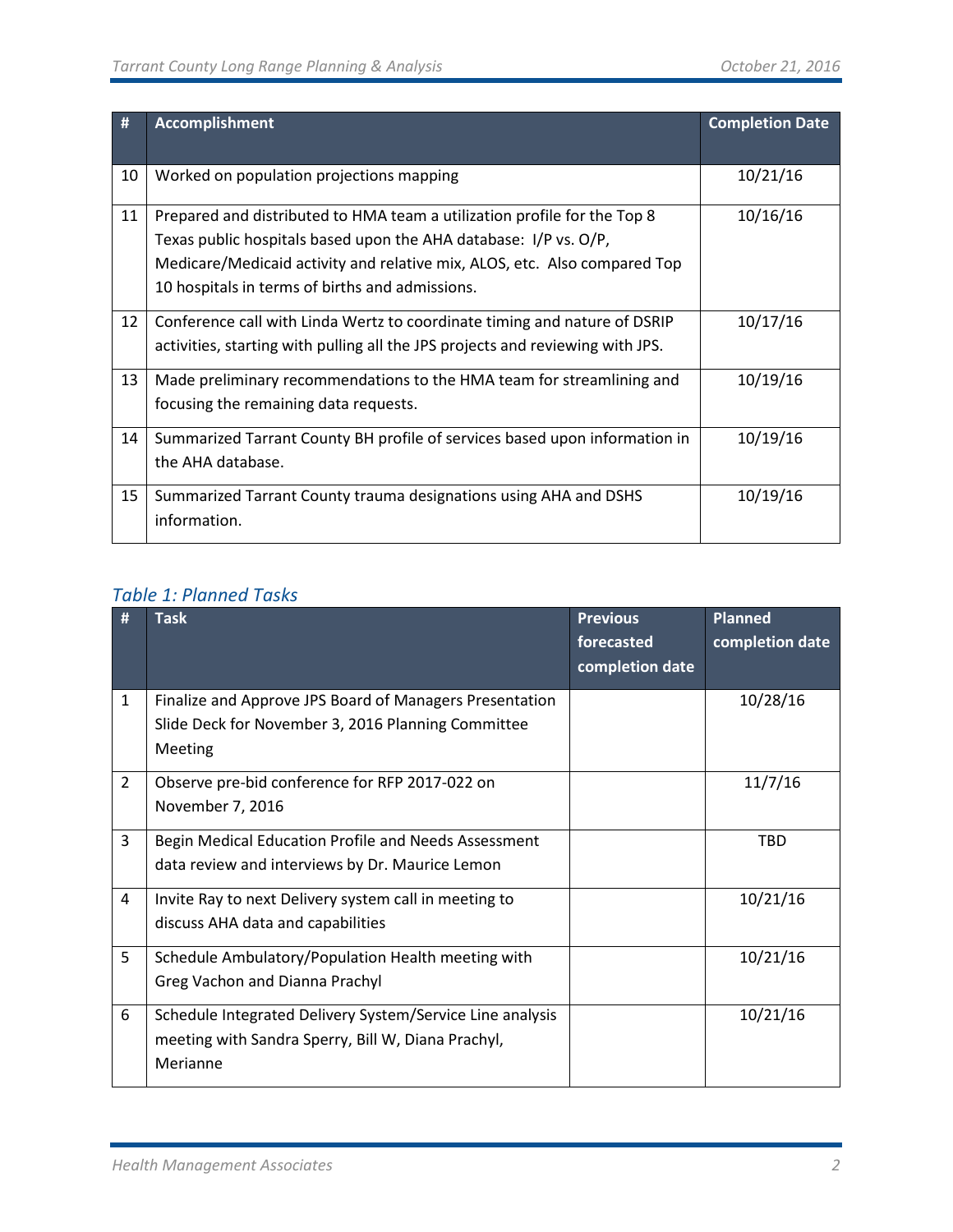| # | Accomplishment | Completion Date |
| --- | --- | --- |
| 10 | Worked on population projections mapping | 10/21/16 |
| 11 | Prepared and distributed to HMA team a utilization profile for the Top 8 Texas public hospitals based upon the AHA database: I/P vs. O/P, Medicare/Medicaid activity and relative mix, ALOS, etc. Also compared Top 10 hospitals in terms of births and admissions. | 10/16/16 |
| 12 | Conference call with Linda Wertz to coordinate timing and nature of DSRIP activities, starting with pulling all the JPS projects and reviewing with JPS. | 10/17/16 |
| 13 | Made preliminary recommendations to the HMA team for streamlining and focusing the remaining data requests. | 10/19/16 |
| 14 | Summarized Tarrant County BH profile of services based upon information in the AHA database. | 10/19/16 |
| 15 | Summarized Tarrant County trauma designations using AHA and DSHS information. | 10/19/16 |

### *Table 1: Planned Tasks*

| # | Task | Previous forecasted completion date | Planned completion date |
| --- | --- | --- | --- |
| 1 | Finalize and Approve JPS Board of Managers Presentation Slide Deck for November 3, 2016 Planning Committee Meeting | | 10/28/16 |
| 2 | Observe pre-bid conference for RFP 2017-022 on November 7, 2016 | | 11/7/16 |
| 3 | Begin Medical Education Profile and Needs Assessment data review and interviews by Dr. Maurice Lemon | | TBD |
| 4 | Invite Ray to next Delivery system call in meeting to discuss AHA data and capabilities | | 10/21/16 |
| 5 | Schedule Ambulatory/Population Health meeting with Greg Vachon and Dianna Prachyl | | 10/21/16 |
| 6 | Schedule Integrated Delivery System/Service Line analysis meeting with Sandra Sperry, Bill W, Diana Prachyl, Merianne | | 10/21/16 |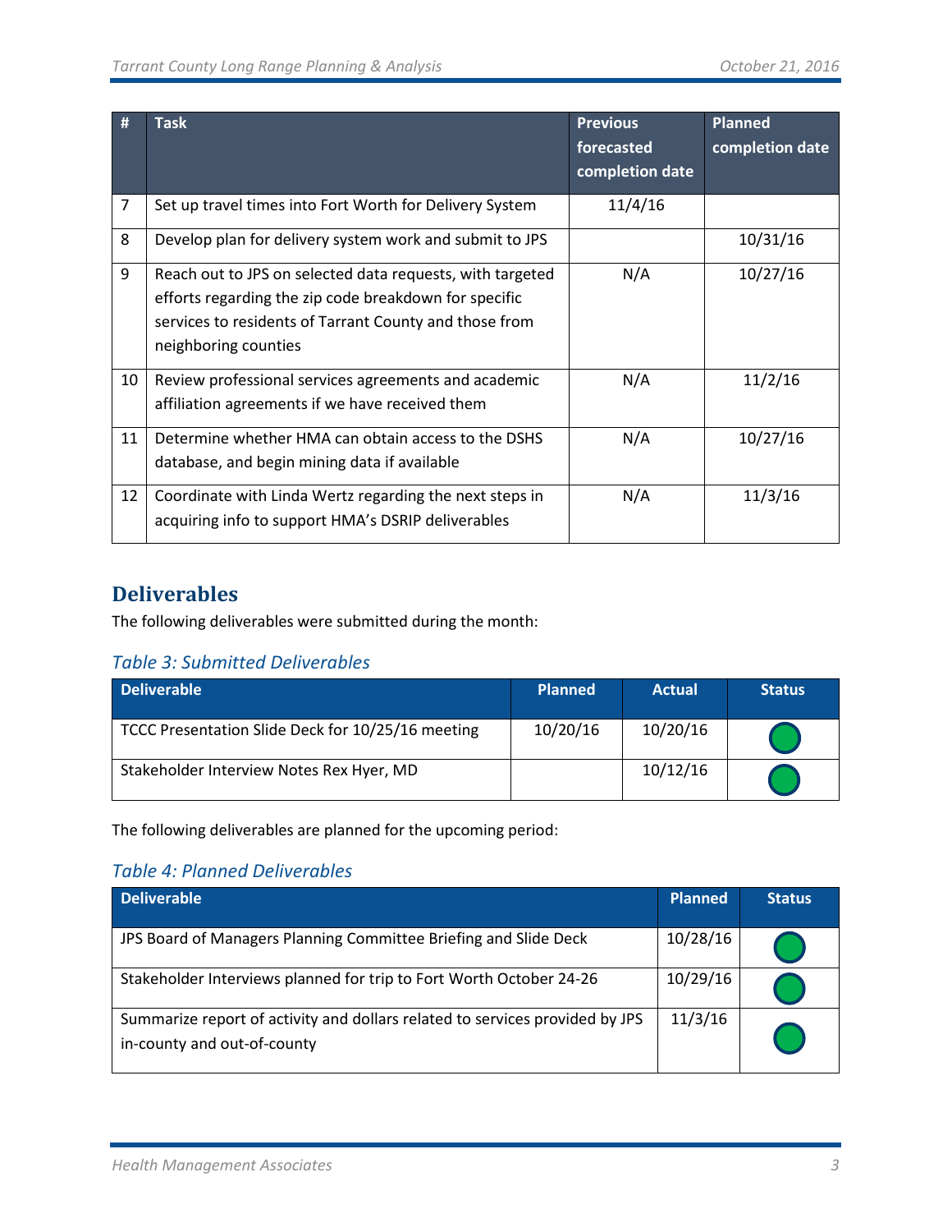| # | Task | Previous forecasted completion date | Planned completion date |
|---|---|---|---|
| 7 | Set up travel times into Fort Worth for Delivery System | 11/4/16 | |
| 8 | Develop plan for delivery system work and submit to JPS | | 10/31/16 |
| 9 | Reach out to JPS on selected data requests, with targeted efforts regarding the zip code breakdown for specific services to residents of Tarrant County and those from neighboring counties | N/A | 10/27/16 |
| 10 | Review professional services agreements and academic affiliation agreements if we have received them | N/A | 11/2/16 |
| 11 | Determine whether HMA can obtain access to the DSHS database, and begin mining data if available | N/A | 10/27/16 |
| 12 | Coordinate with Linda Wertz regarding the next steps in acquiring info to support HMA's DSRIP deliverables | N/A | 11/3/16 |

## Deliverables

The following deliverables were submitted during the month:

### *Table 3: Submitted Deliverables*

| Deliverable | Planned | Actual | Status |
|---|---|---|---|
| TCCC Presentation Slide Deck for 10/25/16 meeting | 10/20/16 | 10/20/16 | Green |
| Stakeholder Interview Notes Rex Hyer, MD | | 10/12/16 | Green |

The following deliverables are planned for the upcoming period:

### *Table 4: Planned Deliverables*

| Deliverable | Planned | Status |
|---|---|---|
| JPS Board of Managers Planning Committee Briefing and Slide Deck | 10/28/16 | Green |
| Stakeholder Interviews planned for trip to Fort Worth October 24-26 | 10/29/16 | Green |
| Summarize report of activity and dollars related to services provided by JPS in-county and out-of-county | 11/3/16 | Green |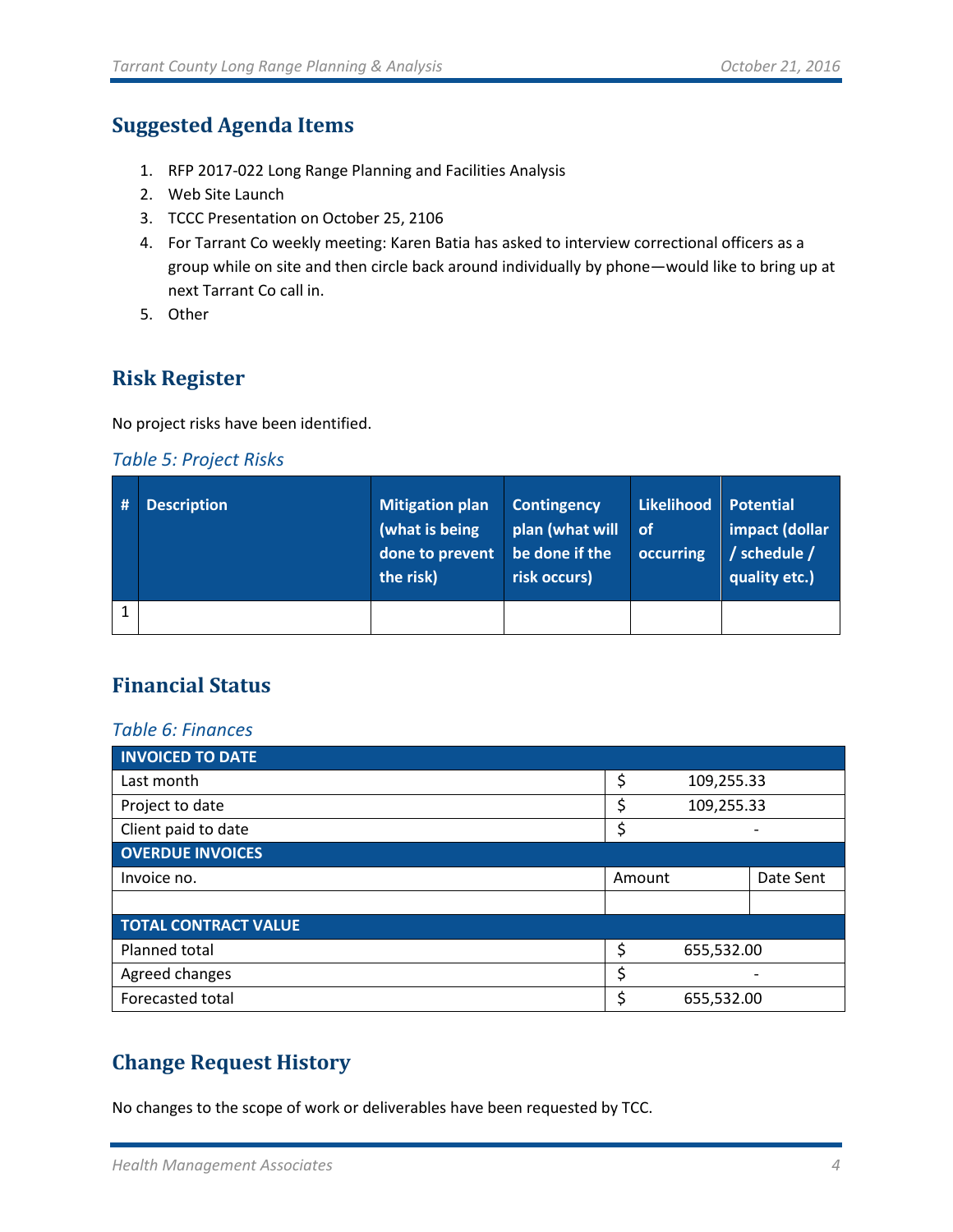## Suggested Agenda Items

1. RFP 2017-022 Long Range Planning and Facilities Analysis
2. Web Site Launch
3. TCCC Presentation on October 25, 2106
4. For Tarrant Co weekly meeting: Karen Batia has asked to interview correctional officers as a group while on site and then circle back around individually by phone—would like to bring up at next Tarrant Co call in.
5. Other

## Risk Register

No project risks have been identified.

*Table 5: Project Risks*

| # | Description | Mitigation plan (what is being done to prevent the risk) | Contingency plan (what will be done if the risk occurs) | Likelihood of occurring | Potential impact (dollar / schedule / quality etc.) |
|---|---|---|---|---|---|
| 1 | | | | | |

## Financial Status

*Table 6: Finances*

| INVOICED TO DATE | | |
|---|---|---|
| Last month | $ 109,255.33 | |
| Project to date | $ 109,255.33 | |
| Client paid to date | $ - | |
| **OVERDUE INVOICES** | | |
| Invoice no. | Amount | Date Sent |
| | | |
| **TOTAL CONTRACT VALUE** | | |
| Planned total | $ 655,532.00 | |
| Agreed changes | $ - | |
| Forecasted total | $ 655,532.00 | |

## Change Request History

No changes to the scope of work or deliverables have been requested by TCC.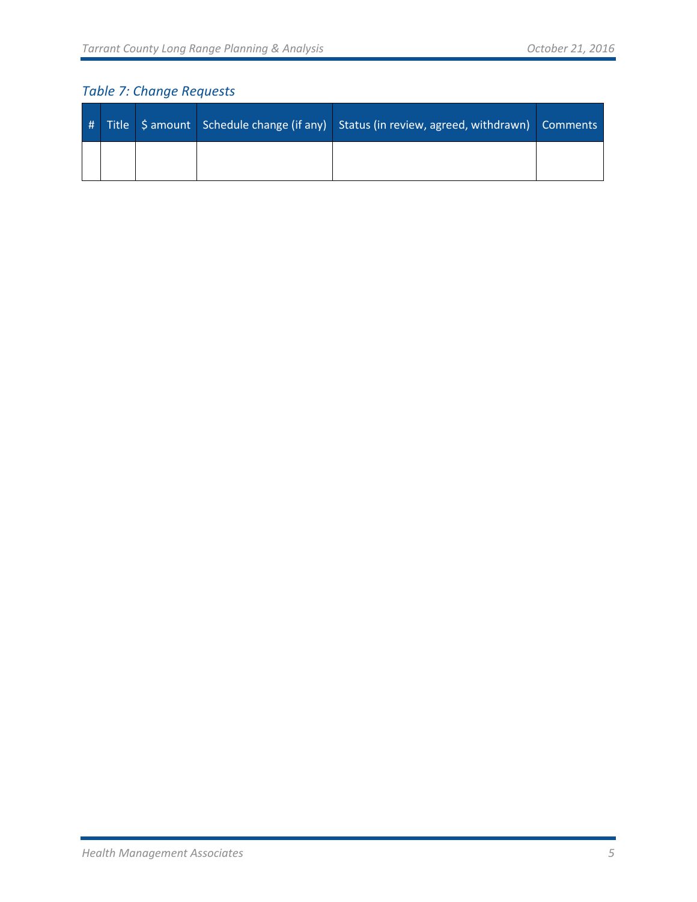*Table 7: Change Requests*

| # | Title | $ amount | Schedule change (if any) | Status (in review, agreed, withdrawn) | Comments |
|---|---|---|---|---|---|
| | | | | | |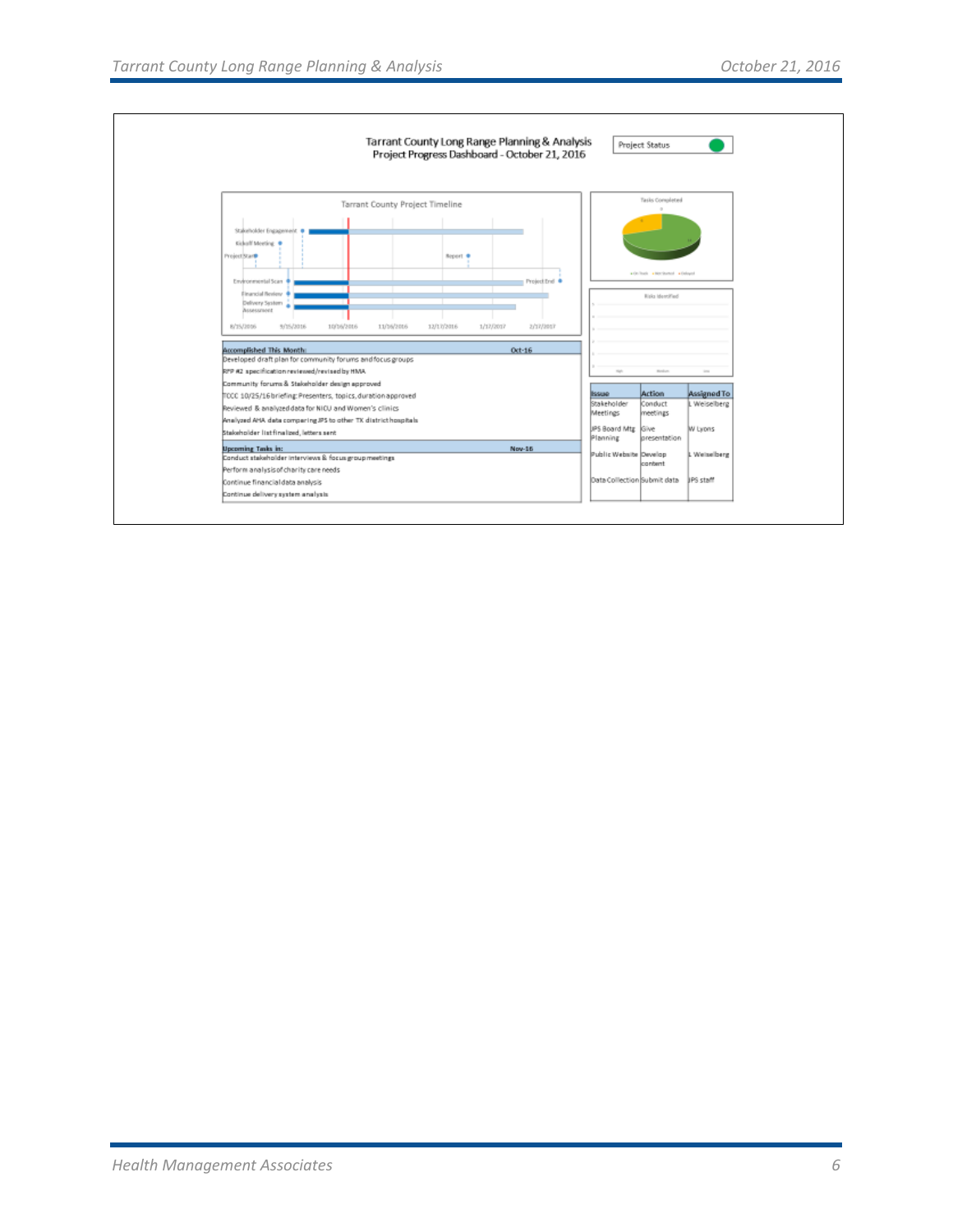Tarrant County Long Range Planning & Analysis
Project Progress Dashboard - October 21, 2016

Project Status

Tarrant County Project Timeline

Stakeholder Engagement
Kickoff Meeting
Project Start
Report
Environmental Scan
Project End
Financial Review
Delivery System Assessment

8/15/2016 9/15/2016 10/16/2016 11/16/2016 12/17/2016 1/17/2017 2/17/2017

Tasks Completed

Risks Identified

| Accomplished This Month: | Oct-16 |
|---|---|
| Developed draft plan for community forums and focus groups | |
| RFP #2 specification reviewed/revised by HMA | |
| Community forums & Stakeholder design approved | |
| TCCC 10/25/16 briefing: Presenters, topics, duration approved | |
| Reviewed & analyzed data for NICU and Women's clinics | |
| Analyzed AHA data comparing JPS to other TX district hospitals | |
| Stakeholder list finalized, letters sent | |

| Upcoming Tasks in: | Nov-16 |
|---|---|
| Conduct stakeholder interviews & focus group meetings | |
| Perform analysis of charity care needs | |
| Continue financial data analysis | |
| Continue delivery system analysis | |

| Issue | Action | Assigned To |
|---|---|---|
| Stakeholder Meetings | Conduct meetings | L Weiselberg |
| JPS Board Mtg Planning | Give presentation | W Lyons |
| Public Website | Develop content | L Weiselberg |
| Data Collection | Submit data | JPS staff |